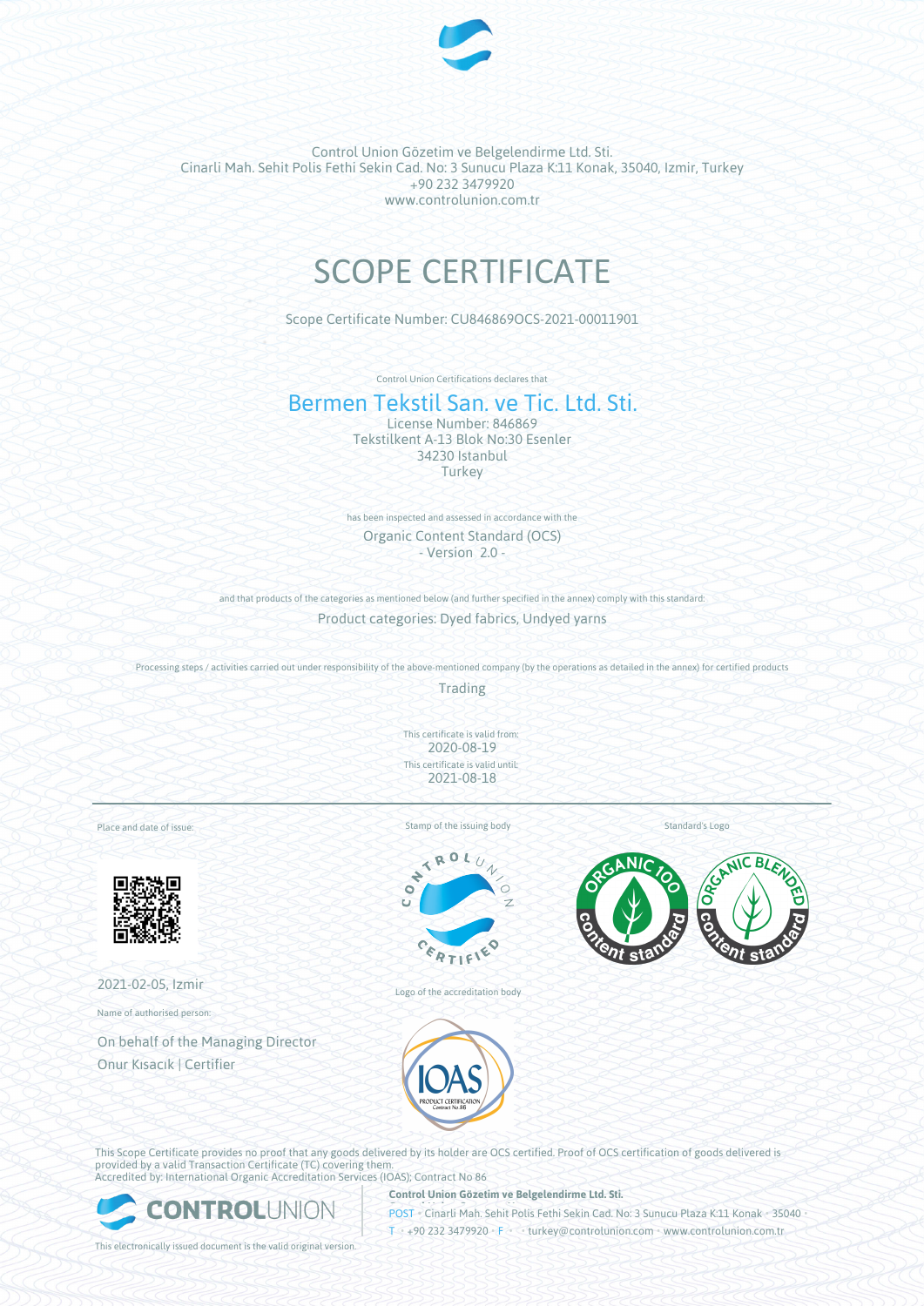Control Union Gözetim ve Belgelendirme Ltd. Sti.
Cinarli Mah. Sehit Polis Fethi Sekin Cad. No: 3 Sunucu Plaza K:11 Konak, 35040, Izmir, Turkey
+90 232 3479920
www.controlunion.com.tr

# SCOPE CERTIFICATE

Scope Certificate Number: CU846869OCS-2021-00011901

Control Union Certifications declares that

## Bermen Tekstil San. ve Tic. Ltd. Sti.

License Number: 846869
Tekstilkent A-13 Blok No:30 Esenler
34230 Istanbul
Turkey

has been inspected and assessed in accordance with the

Organic Content Standard (OCS)
- Version 2.0 -

and that products of the categories as mentioned below (and further specified in the annex) comply with this standard:

Product categories: Dyed fabrics, Undyed yarns

Processing steps / activities carried out under responsibility of the above-mentioned company (by the operations as detailed in the annex) for certified products

Trading

This certificate is valid from:
2020-08-19
This certificate is valid until:
2021-08-18

Place and date of issue:

2021-02-05, Izmir

Name of authorised person:

On behalf of the Managing Director
Onur Kısacık | Certifier

Stamp of the issuing body

Logo of the accreditation body

Standard's Logo

This Scope Certificate provides no proof that any goods delivered by its holder are OCS certified. Proof of OCS certification of goods delivered is provided by a valid Transaction Certificate (TC) covering them.
Accredited by: International Organic Accreditation Services (IOAS); Contract No 86

**Control Union Gözetim ve Belgelendirme Ltd. Sti.**
POST • Cinarli Mah. Sehit Polis Fethi Sekin Cad. No: 3 Sunucu Plaza K:11 Konak • 35040 •
T • +90 232 3479920 • F • • turkey@controlunion.com • www.controlunion.com.tr

This electronically issued document is the valid original version.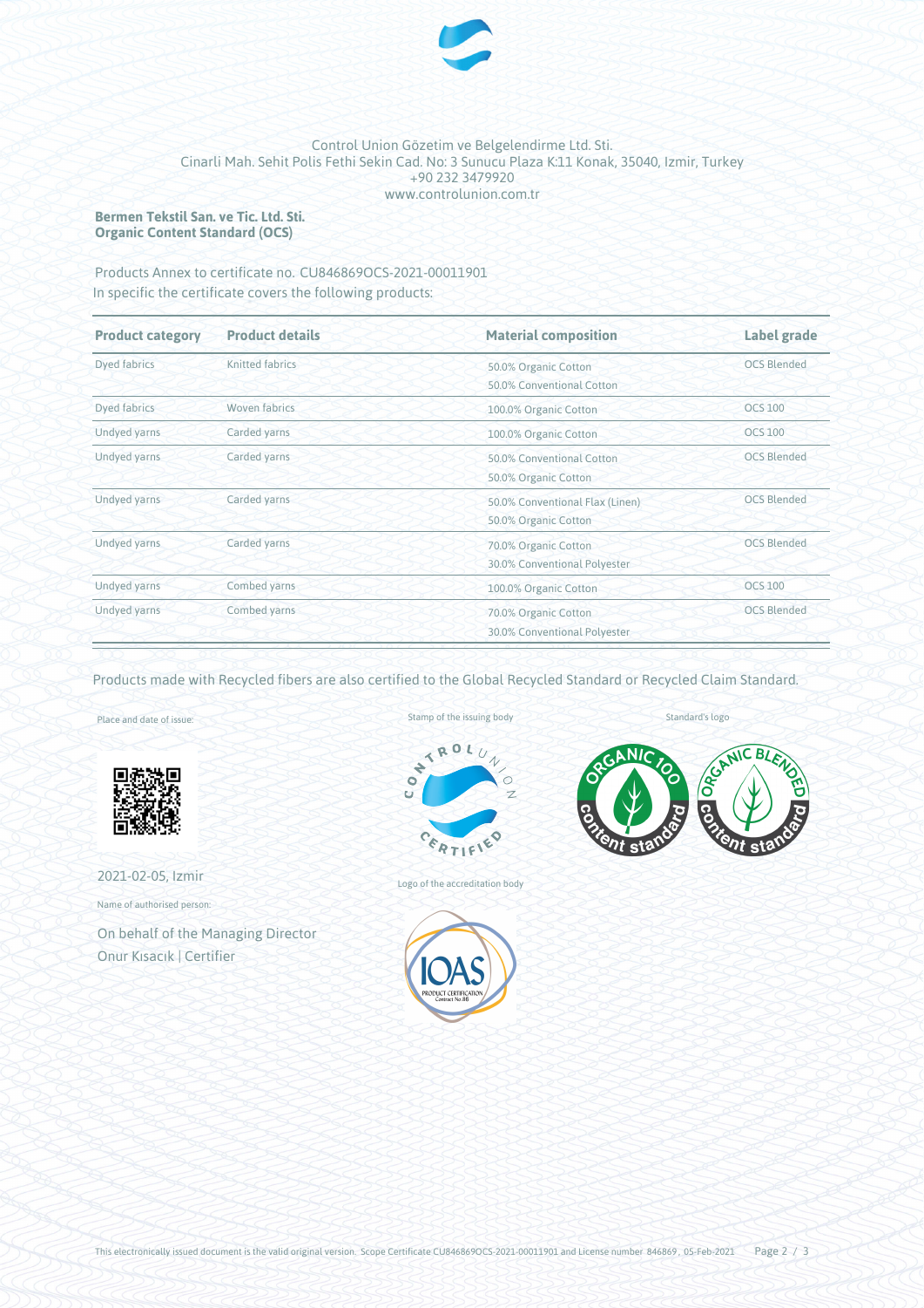Control Union Gözetim ve Belgelendirme Ltd. Sti.
Cinarli Mah. Sehit Polis Fethi Sekin Cad. No: 3 Sunucu Plaza K:11 Konak, 35040, Izmir, Turkey
+90 232 3479920
www.controlunion.com.tr

**Bermen Tekstil San. ve Tic. Ltd. Sti.**
**Organic Content Standard (OCS)**

Products Annex to certificate no. CU846869OCS-2021-00011901
In specific the certificate covers the following products:

| Product category | Product details | Material composition | Label grade |
|---|---|---|---|
| Dyed fabrics | Knitted fabrics | 50.0% Organic Cotton<br>50.0% Conventional Cotton | OCS Blended |
| Dyed fabrics | Woven fabrics | 100.0% Organic Cotton | OCS 100 |
| Undyed yarns | Carded yarns | 100.0% Organic Cotton | OCS 100 |
| Undyed yarns | Carded yarns | 50.0% Conventional Cotton<br>50.0% Organic Cotton | OCS Blended |
| Undyed yarns | Carded yarns | 50.0% Conventional Flax (Linen)<br>50.0% Organic Cotton | OCS Blended |
| Undyed yarns | Carded yarns | 70.0% Organic Cotton<br>30.0% Conventional Polyester | OCS Blended |
| Undyed yarns | Combed yarns | 100.0% Organic Cotton | OCS 100 |
| Undyed yarns | Combed yarns | 70.0% Organic Cotton<br>30.0% Conventional Polyester | OCS Blended |

Products made with Recycled fibers are also certified to the Global Recycled Standard or Recycled Claim Standard.

Place and date of issue:

2021-02-05, Izmir

Name of authorised person:

On behalf of the Managing Director
Onur Kısacık | Certifier

Stamp of the issuing body

Logo of the accreditation body

Standard's logo

This electronically issued document is the valid original version. Scope Certificate CU846869OCS-2021-00011901 and License number 846869, 05-Feb-2021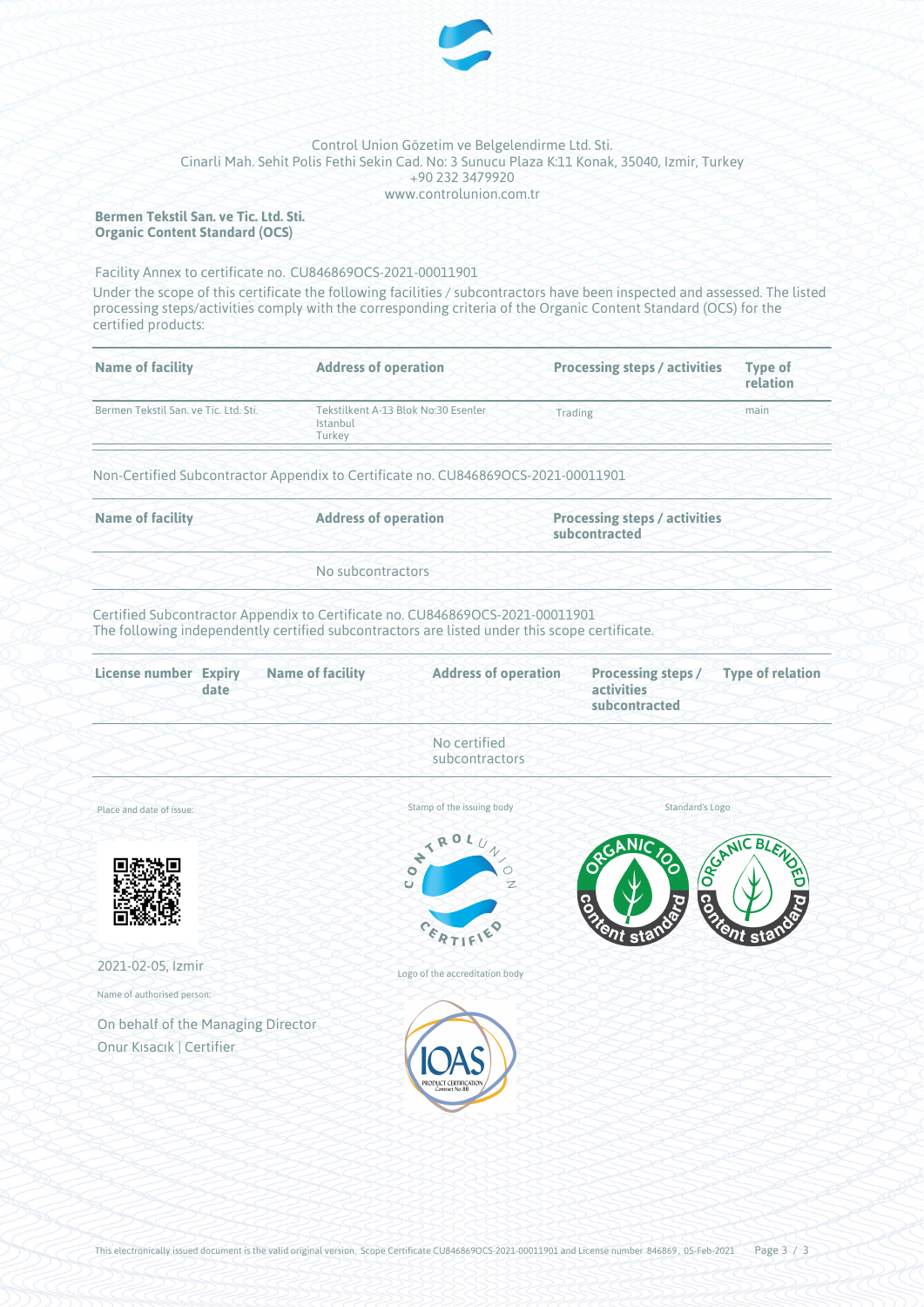Control Union Gözetim ve Belgelendirme Ltd. Sti.
Cinarli Mah. Sehit Polis Fethi Sekin Cad. No: 3 Sunucu Plaza K:11 Konak, 35040, Izmir, Turkey
+90 232 3479920
www.controlunion.com.tr

**Bermen Tekstil San. ve Tic. Ltd. Sti.**
**Organic Content Standard (OCS)**

Facility Annex to certificate no. CU846869OCS-2021-00011901

Under the scope of this certificate the following facilities / subcontractors have been inspected and assessed. The listed processing steps/activities comply with the corresponding criteria of the Organic Content Standard (OCS) for the certified products:

| Name of facility | Address of operation | Processing steps / activities | Type of relation |
|---|---|---|---|
| Bermen Tekstil San. ve Tic. Ltd. Sti. | Tekstilkent A-13 Blok No:30 Esenler Istanbul Turkey | Trading | main |

Non-Certified Subcontractor Appendix to Certificate no. CU846869OCS-2021-00011901

| Name of facility | Address of operation | Processing steps / activities subcontracted |
|---|---|---|
| | No subcontractors | |

Certified Subcontractor Appendix to Certificate no. CU846869OCS-2021-00011901
The following independently certified subcontractors are listed under this scope certificate.

| License number | Expiry date | Name of facility | Address of operation | Processing steps / activities subcontracted | Type of relation |
|---|---|---|---|---|---|
| | | | No certified subcontractors | | |

Place and date of issue:

2021-02-05, Izmir

Name of authorised person:

On behalf of the Managing Director
Onur Kısacık | Certifier

Stamp of the issuing body

CONTROL UNION CERTIFIED

Logo of the accreditation body

IOAS PRODUCT CERTIFICATION Contract No 86

Standard's Logo

ORGANIC 100 content standard

ORGANIC BLENDED content standard

This electronically issued document is the valid original version. Scope Certificate CU846869OCS-2021-00011901 and License number 846869, 05-Feb-2021